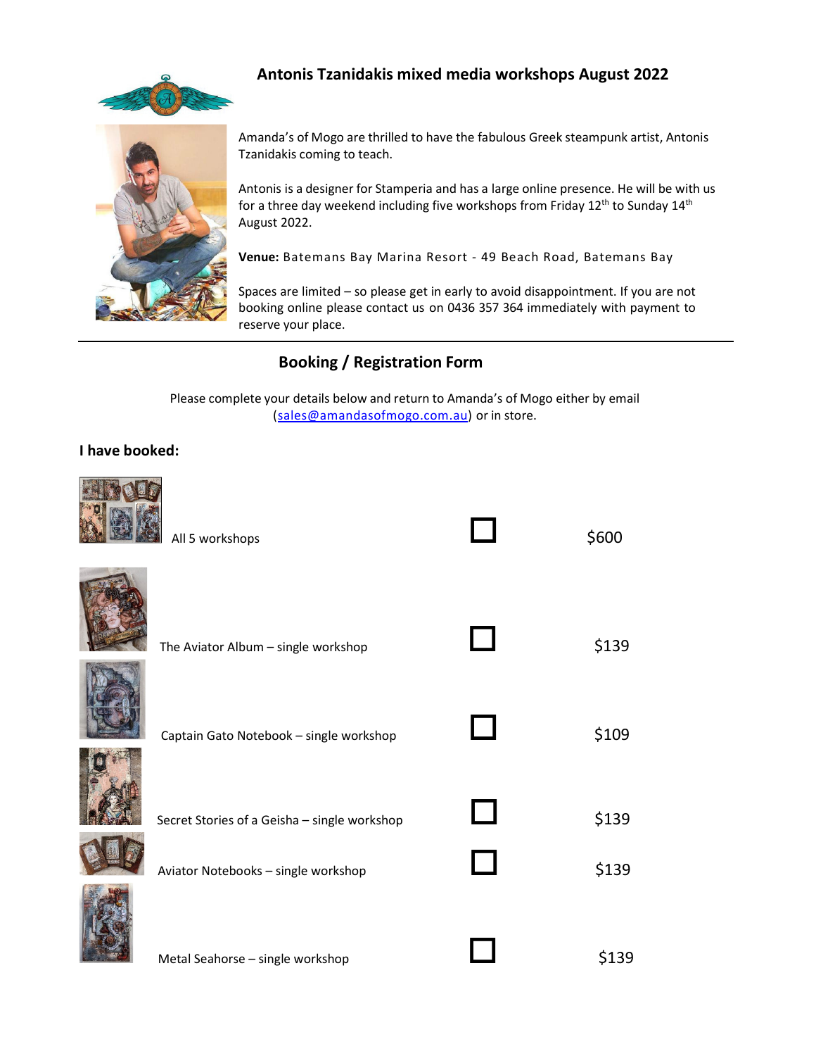# Antonis Tzanidakis mixed media workshops August 2022

Amanda's of Mogo are thrilled to have the fabulous Greek steampunk artist, Antonis Tzanidakis coming to teach.

Antonis is a designer for Stamperia and has a large online presence. He will be with us for a three day weekend including five workshops from Friday 12th to Sunday 14th August 2022.

**Venue:** Batemans Bay Marina Resort - 49 Beach Road, Batemans Bay

Spaces are limited – so please get in early to avoid disappointment. If you are not booking online please contact us on 0436 357 364 immediately with payment to reserve your place.

## Booking / Registration Form

Please complete your details below and return to Amanda's of Mogo either by email (sales@amandasofmogo.com.au) or in store.

**I have booked:**

| Workshop | | Price |
|---|---|---|
| All 5 workshops | ☐ | $600 |
| The Aviator Album – single workshop | ☐ | $139 |
| Captain Gato Notebook – single workshop | ☐ | $109 |
| Secret Stories of a Geisha – single workshop | ☐ | $139 |
| Aviator Notebooks – single workshop | ☐ | $139 |
| Metal Seahorse – single workshop | ☐ | $139 |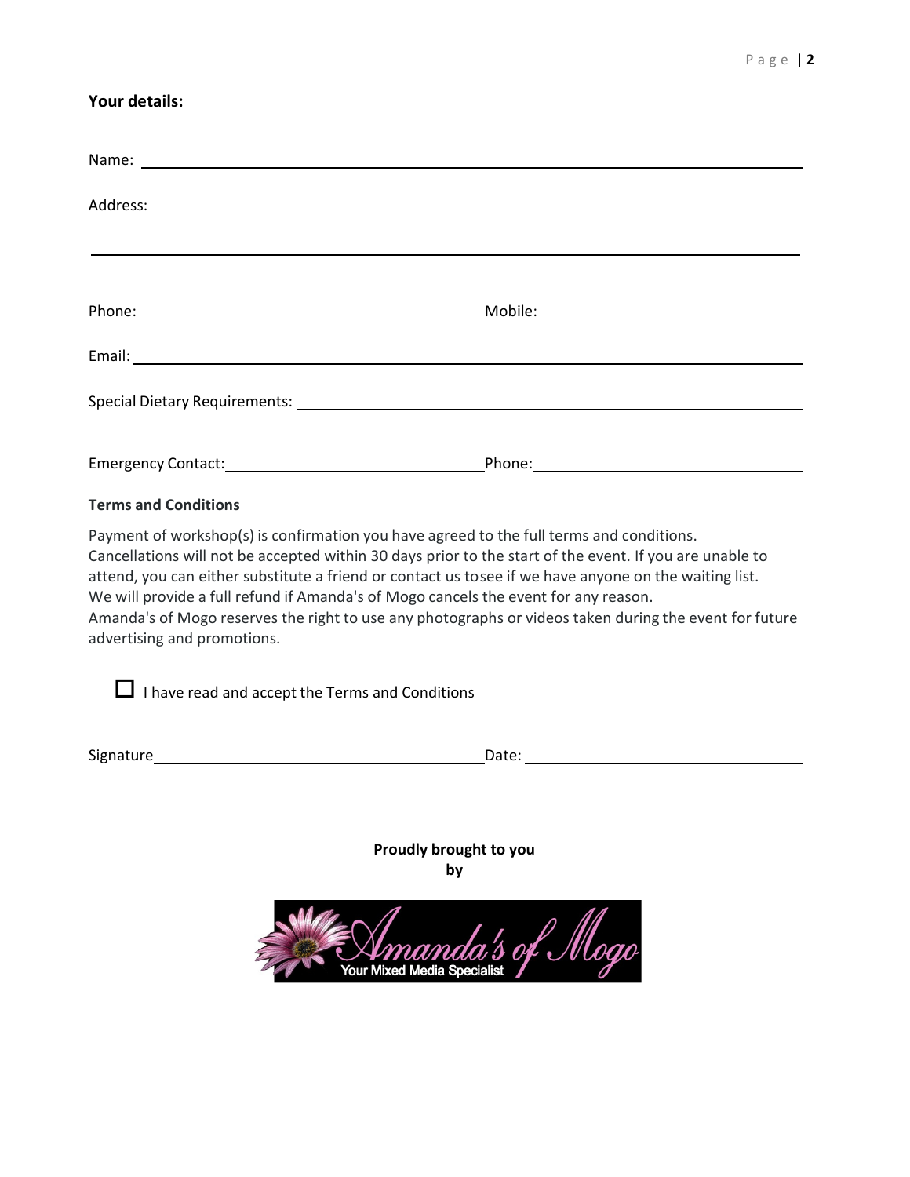**Your details:**

Name: ______________________________________________

Address: ______________________________________________

______________________________________________

Phone: ______________________ Mobile: ______________________

Email: ______________________________________________

Special Dietary Requirements: ______________________________________________

Emergency Contact: ______________________ Phone: ______________________

**Terms and Conditions**

Payment of workshop(s) is confirmation you have agreed to the full terms and conditions.
Cancellations will not be accepted within 30 days prior to the start of the event. If you are unable to attend, you can either substitute a friend or contact us tosee if we have anyone on the waiting list.
We will provide a full refund if Amanda's of Mogo cancels the event for any reason.
Amanda's of Mogo reserves the right to use any photographs or videos taken during the event for future advertising and promotions.

☐ I have read and accept the Terms and Conditions

Signature ______________________ Date: ______________________

**Proudly brought to you by**

Amanda's of Mogo
Your Mixed Media Specialist